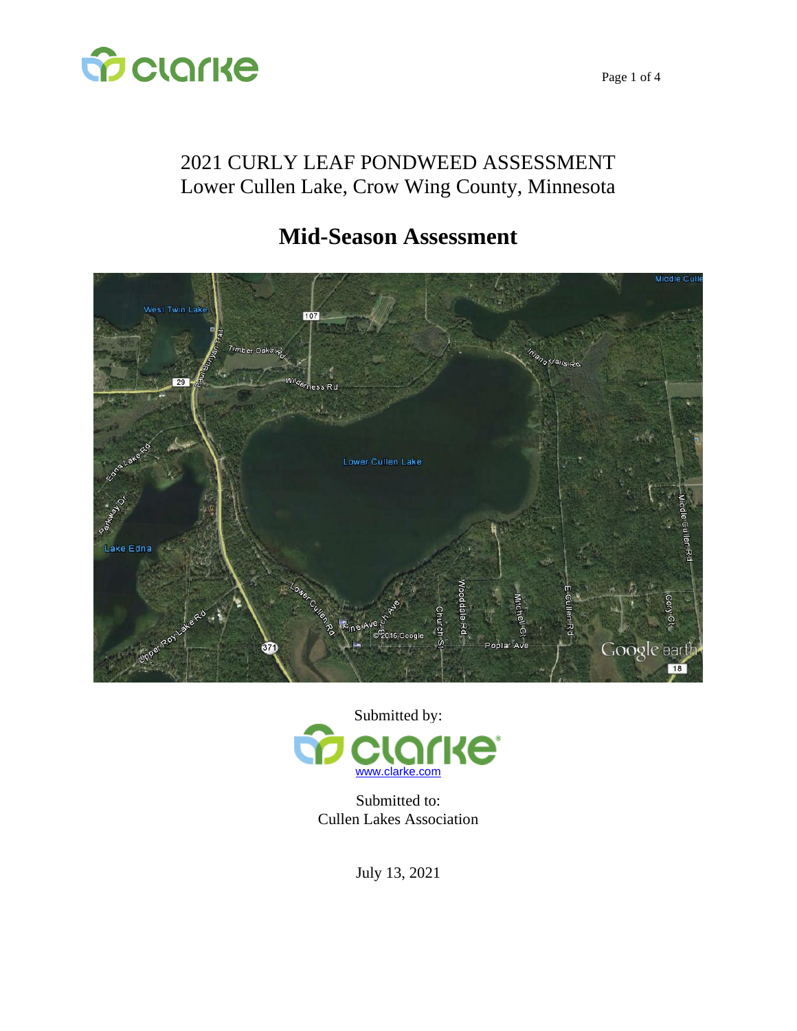# 2021 CURLY LEAF PONDWEED ASSESSMENT

Lower Cullen Lake, Crow Wing County, Minnesota

## Mid-Season Assessment

Submitted by:

clarke

www.clarke.com

Submitted to:

Cullen Lakes Association

July 13, 2021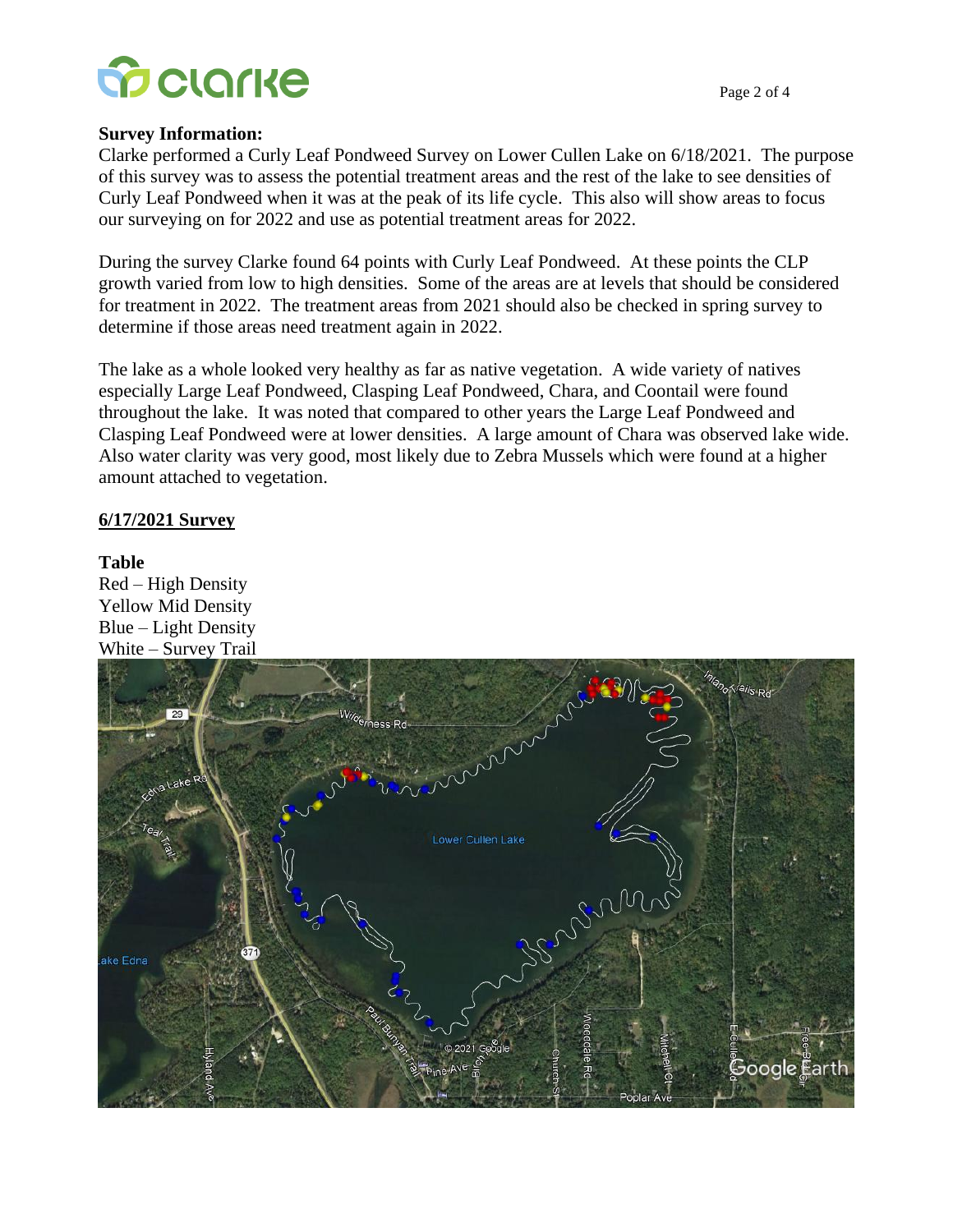**Survey Information:**

Clarke performed a Curly Leaf Pondweed Survey on Lower Cullen Lake on 6/18/2021. The purpose of this survey was to assess the potential treatment areas and the rest of the lake to see densities of Curly Leaf Pondweed when it was at the peak of its life cycle. This also will show areas to focus our surveying on for 2022 and use as potential treatment areas for 2022.

During the survey Clarke found 64 points with Curly Leaf Pondweed. At these points the CLP growth varied from low to high densities. Some of the areas are at levels that should be considered for treatment in 2022. The treatment areas from 2021 should also be checked in spring survey to determine if those areas need treatment again in 2022.

The lake as a whole looked very healthy as far as native vegetation. A wide variety of natives especially Large Leaf Pondweed, Clasping Leaf Pondweed, Chara, and Coontail were found throughout the lake. It was noted that compared to other years the Large Leaf Pondweed and Clasping Leaf Pondweed were at lower densities. A large amount of Chara was observed lake wide. Also water clarity was very good, most likely due to Zebra Mussels which were found at a higher amount attached to vegetation.

**6/17/2021 Survey**

**Table**

Red – High Density
Yellow Mid Density
Blue – Light Density
White – Survey Trail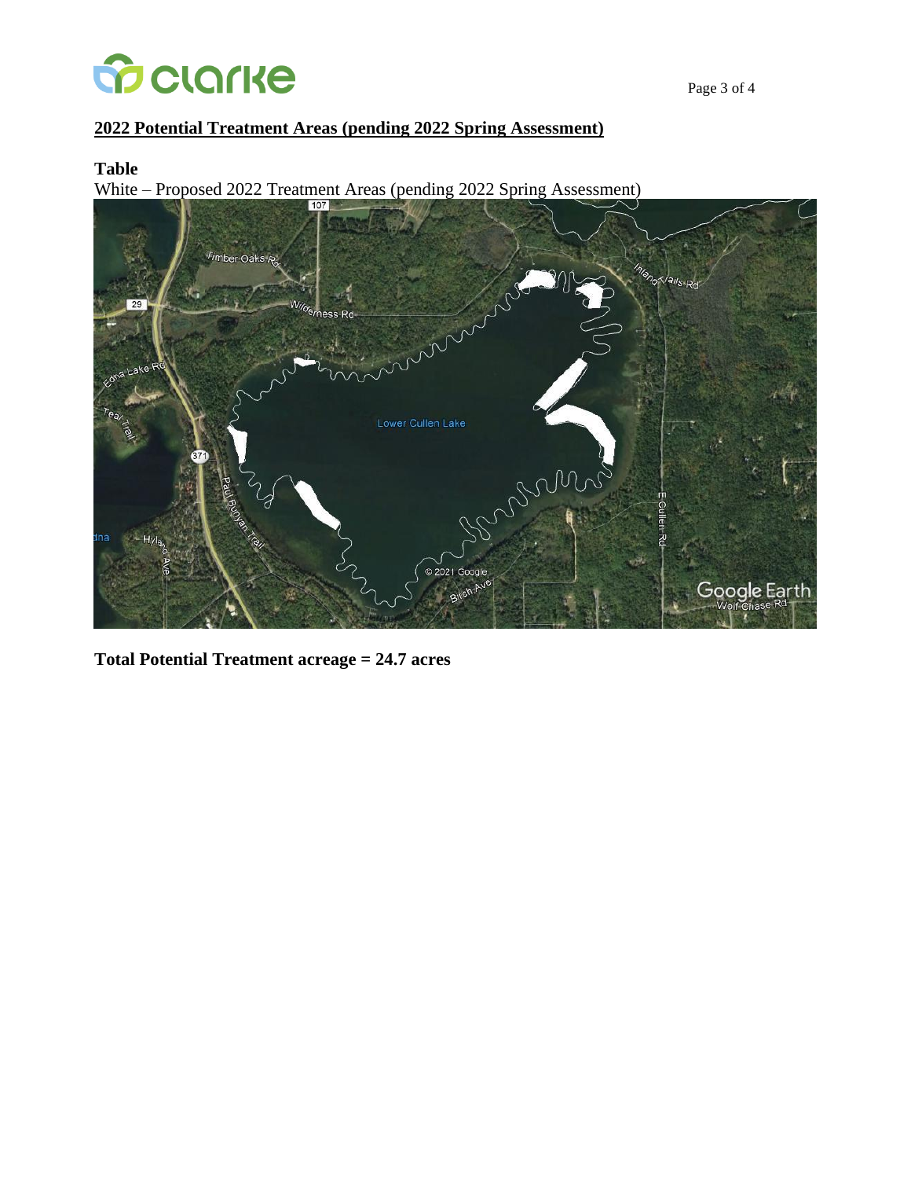## 2022 Potential Treatment Areas (pending 2022 Spring Assessment)

**Table**

White – Proposed 2022 Treatment Areas (pending 2022 Spring Assessment)

**Total Potential Treatment acreage = 24.7 acres**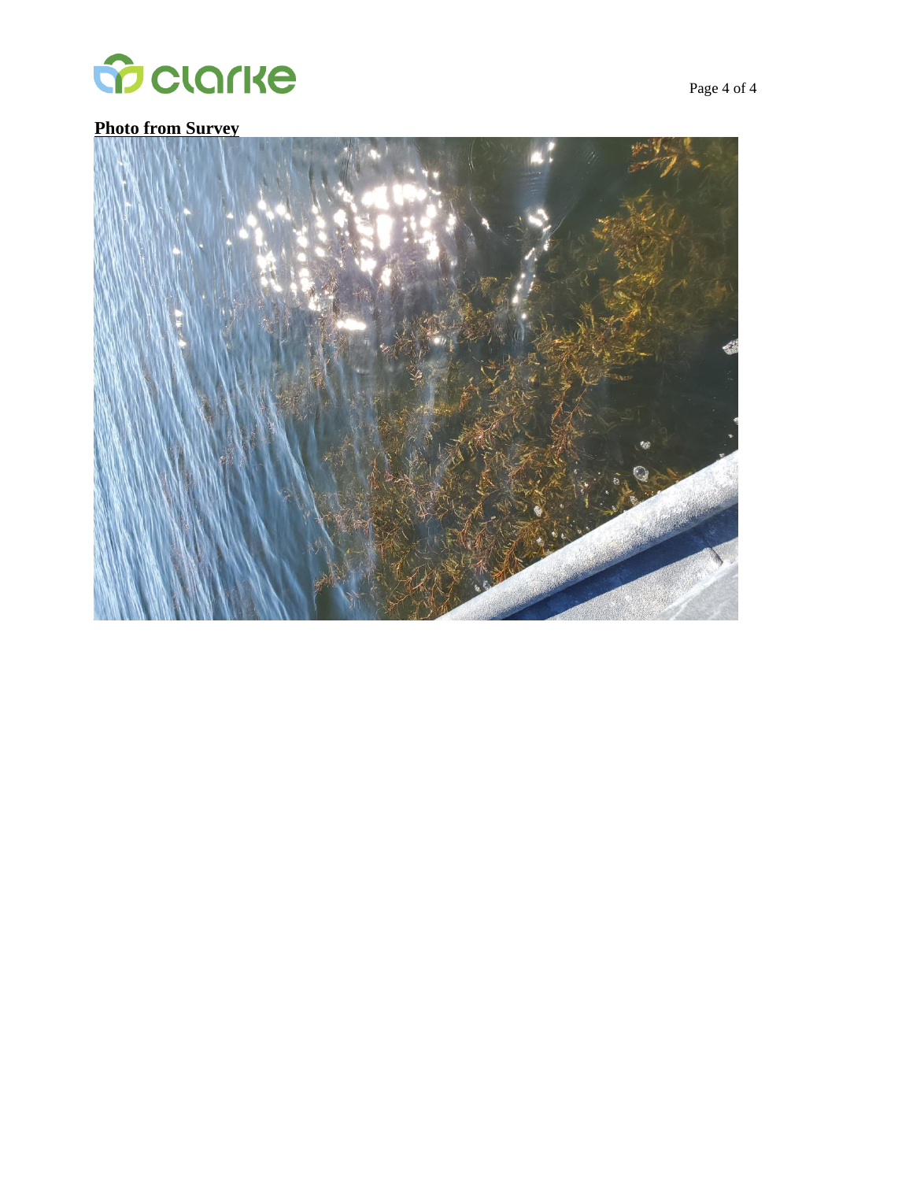**Photo from Survey**